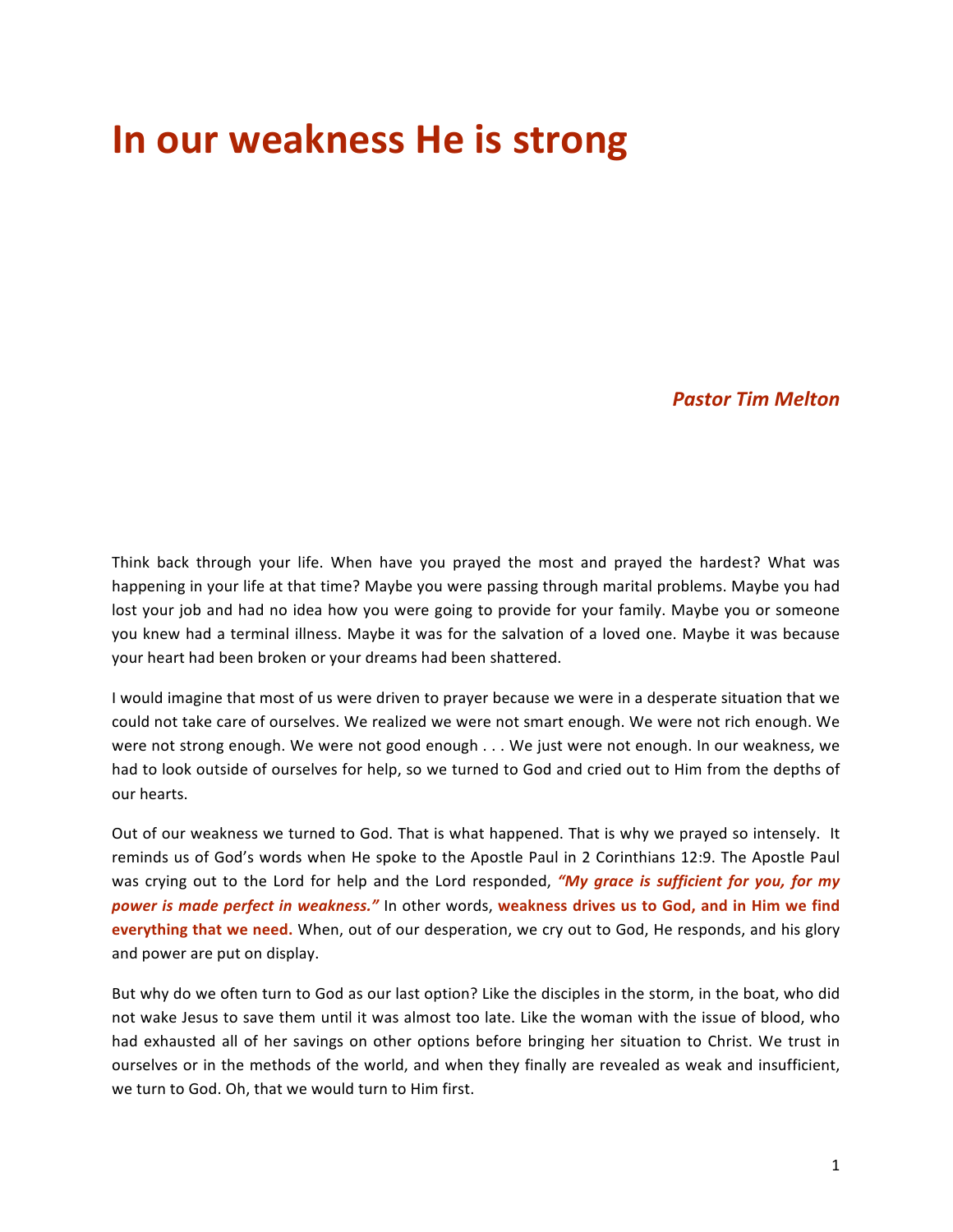# In our weakness He is strong

***Pastor Tim Melton***

Think back through your life. When have you prayed the most and prayed the hardest? What was happening in your life at that time? Maybe you were passing through marital problems. Maybe you had lost your job and had no idea how you were going to provide for your family. Maybe you or someone you knew had a terminal illness. Maybe it was for the salvation of a loved one. Maybe it was because your heart had been broken or your dreams had been shattered.

I would imagine that most of us were driven to prayer because we were in a desperate situation that we could not take care of ourselves. We realized we were not smart enough. We were not rich enough. We were not strong enough. We were not good enough . . . We just were not enough. In our weakness, we had to look outside of ourselves for help, so we turned to God and cried out to Him from the depths of our hearts.

Out of our weakness we turned to God. That is what happened. That is why we prayed so intensely. It reminds us of God's words when He spoke to the Apostle Paul in 2 Corinthians 12:9. The Apostle Paul was crying out to the Lord for help and the Lord responded, ***"My grace is sufficient for you, for my power is made perfect in weakness."*** In other words, **weakness drives us to God, and in Him we find everything that we need.** When, out of our desperation, we cry out to God, He responds, and his glory and power are put on display.

But why do we often turn to God as our last option? Like the disciples in the storm, in the boat, who did not wake Jesus to save them until it was almost too late. Like the woman with the issue of blood, who had exhausted all of her savings on other options before bringing her situation to Christ. We trust in ourselves or in the methods of the world, and when they finally are revealed as weak and insufficient, we turn to God. Oh, that we would turn to Him first.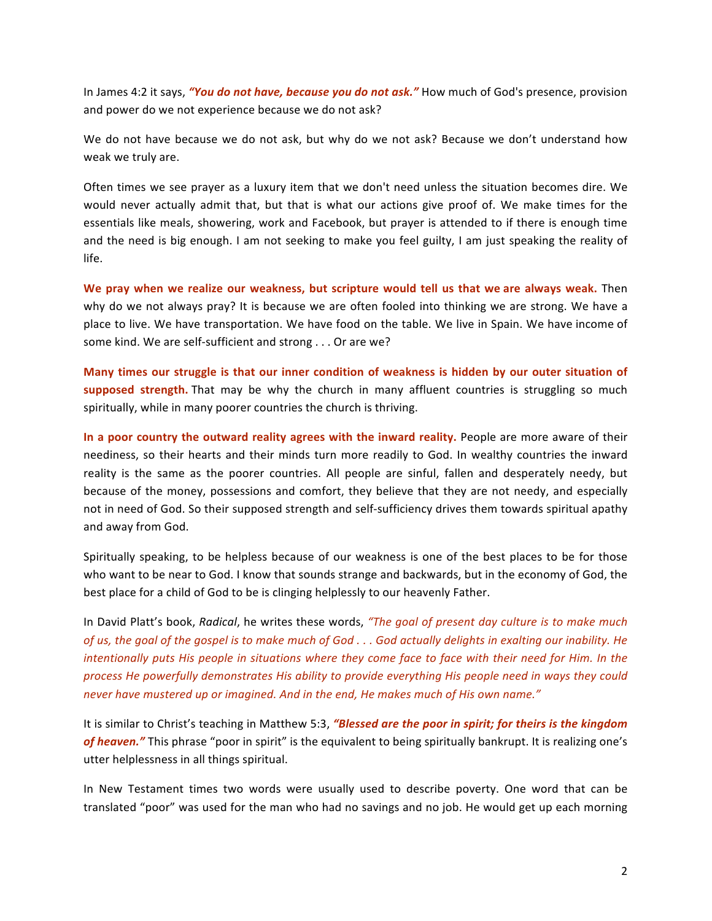In James 4:2 it says, ***"You do not have, because you do not ask."*** How much of God's presence, provision and power do we not experience because we do not ask?

We do not have because we do not ask, but why do we not ask? Because we don't understand how weak we truly are.

Often times we see prayer as a luxury item that we don't need unless the situation becomes dire. We would never actually admit that, but that is what our actions give proof of. We make times for the essentials like meals, showering, work and Facebook, but prayer is attended to if there is enough time and the need is big enough. I am not seeking to make you feel guilty, I am just speaking the reality of life.

**We pray when we realize our weakness, but scripture would tell us that we are always weak.** Then why do we not always pray? It is because we are often fooled into thinking we are strong. We have a place to live. We have transportation. We have food on the table. We live in Spain. We have income of some kind. We are self-sufficient and strong . . . Or are we?

**Many times our struggle is that our inner condition of weakness is hidden by our outer situation of supposed strength.** That may be why the church in many affluent countries is struggling so much spiritually, while in many poorer countries the church is thriving.

**In a poor country the outward reality agrees with the inward reality.** People are more aware of their neediness, so their hearts and their minds turn more readily to God. In wealthy countries the inward reality is the same as the poorer countries. All people are sinful, fallen and desperately needy, but because of the money, possessions and comfort, they believe that they are not needy, and especially not in need of God. So their supposed strength and self-sufficiency drives them towards spiritual apathy and away from God.

Spiritually speaking, to be helpless because of our weakness is one of the best places to be for those who want to be near to God. I know that sounds strange and backwards, but in the economy of God, the best place for a child of God to be is clinging helplessly to our heavenly Father.

In David Platt's book, *Radical*, he writes these words, *"The goal of present day culture is to make much of us, the goal of the gospel is to make much of God . . . God actually delights in exalting our inability. He intentionally puts His people in situations where they come face to face with their need for Him. In the process He powerfully demonstrates His ability to provide everything His people need in ways they could never have mustered up or imagined. And in the end, He makes much of His own name."*

It is similar to Christ's teaching in Matthew 5:3, ***"Blessed are the poor in spirit; for theirs is the kingdom of heaven."*** This phrase "poor in spirit" is the equivalent to being spiritually bankrupt. It is realizing one's utter helplessness in all things spiritual.

In New Testament times two words were usually used to describe poverty. One word that can be translated "poor" was used for the man who had no savings and no job. He would get up each morning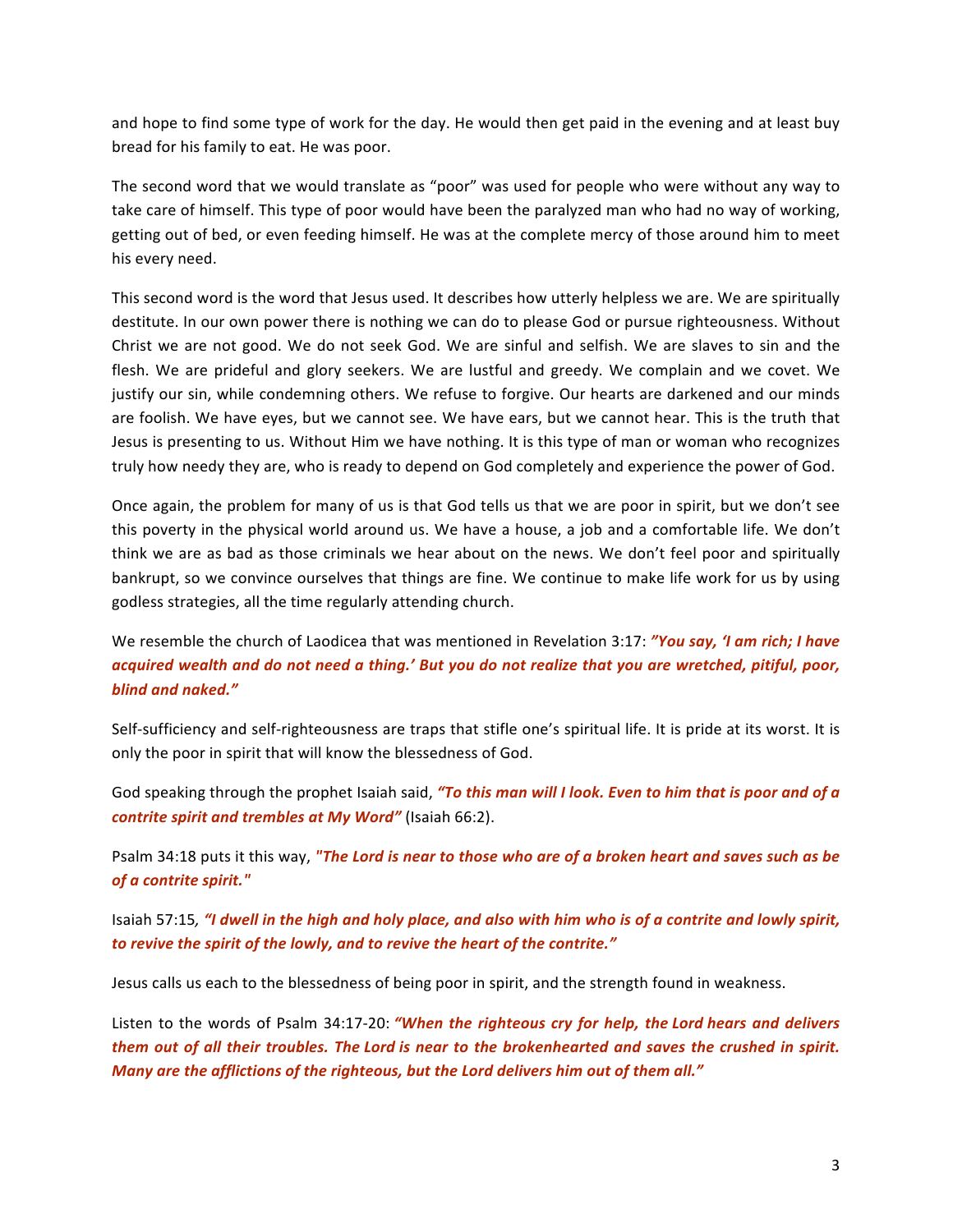and hope to find some type of work for the day. He would then get paid in the evening and at least buy bread for his family to eat. He was poor.

The second word that we would translate as “poor” was used for people who were without any way to take care of himself. This type of poor would have been the paralyzed man who had no way of working, getting out of bed, or even feeding himself. He was at the complete mercy of those around him to meet his every need.

This second word is the word that Jesus used. It describes how utterly helpless we are. We are spiritually destitute. In our own power there is nothing we can do to please God or pursue righteousness. Without Christ we are not good. We do not seek God. We are sinful and selfish. We are slaves to sin and the flesh. We are prideful and glory seekers. We are lustful and greedy. We complain and we covet. We justify our sin, while condemning others. We refuse to forgive. Our hearts are darkened and our minds are foolish. We have eyes, but we cannot see. We have ears, but we cannot hear. This is the truth that Jesus is presenting to us. Without Him we have nothing. It is this type of man or woman who recognizes truly how needy they are, who is ready to depend on God completely and experience the power of God.

Once again, the problem for many of us is that God tells us that we are poor in spirit, but we don’t see this poverty in the physical world around us. We have a house, a job and a comfortable life. We don’t think we are as bad as those criminals we hear about on the news. We don’t feel poor and spiritually bankrupt, so we convince ourselves that things are fine. We continue to make life work for us by using godless strategies, all the time regularly attending church.

We resemble the church of Laodicea that was mentioned in Revelation 3:17: ***”You say, ‘I am rich; I have acquired wealth and do not need a thing.’ But you do not realize that you are wretched, pitiful, poor, blind and naked.”***

Self-sufficiency and self-righteousness are traps that stifle one’s spiritual life. It is pride at its worst. It is only the poor in spirit that will know the blessedness of God.

God speaking through the prophet Isaiah said, ***“To this man will I look. Even to him that is poor and of a contrite spirit and trembles at My Word”*** (Isaiah 66:2).

Psalm 34:18 puts it this way, ***"The Lord is near to those who are of a broken heart and saves such as be of a contrite spirit."***

Isaiah 57:15*,* ***“I dwell in the high and holy place, and also with him who is of a contrite and lowly spirit, to revive the spirit of the lowly, and to revive the heart of the contrite.”***

Jesus calls us each to the blessedness of being poor in spirit, and the strength found in weakness.

Listen to the words of Psalm 34:17-20: ***“When the righteous cry for help, the Lord hears and delivers them out of all their troubles. The Lord is near to the brokenhearted and saves the crushed in spirit. Many are the afflictions of the righteous, but the Lord delivers him out of them all.”***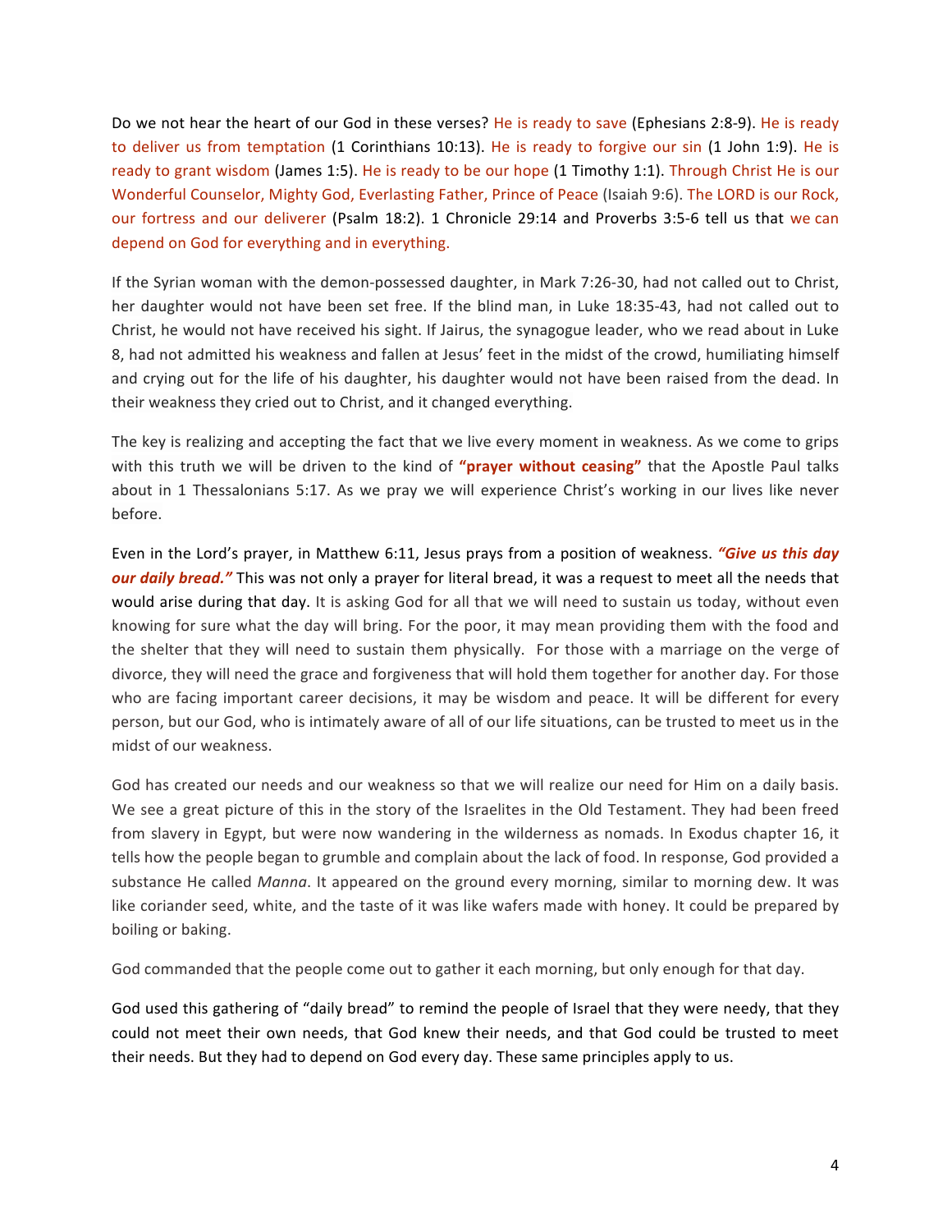Do we not hear the heart of our God in these verses? He is ready to save (Ephesians 2:8-9). He is ready to deliver us from temptation (1 Corinthians 10:13). He is ready to forgive our sin (1 John 1:9). He is ready to grant wisdom (James 1:5). He is ready to be our hope (1 Timothy 1:1). Through Christ He is our Wonderful Counselor, Mighty God, Everlasting Father, Prince of Peace (Isaiah 9:6). The LORD is our Rock, our fortress and our deliverer (Psalm 18:2). 1 Chronicle 29:14 and Proverbs 3:5-6 tell us that we can depend on God for everything and in everything.

If the Syrian woman with the demon-possessed daughter, in Mark 7:26-30, had not called out to Christ, her daughter would not have been set free. If the blind man, in Luke 18:35-43, had not called out to Christ, he would not have received his sight. If Jairus, the synagogue leader, who we read about in Luke 8, had not admitted his weakness and fallen at Jesus' feet in the midst of the crowd, humiliating himself and crying out for the life of his daughter, his daughter would not have been raised from the dead. In their weakness they cried out to Christ, and it changed everything.

The key is realizing and accepting the fact that we live every moment in weakness. As we come to grips with this truth we will be driven to the kind of **"prayer without ceasing"** that the Apostle Paul talks about in 1 Thessalonians 5:17. As we pray we will experience Christ's working in our lives like never before.

Even in the Lord's prayer, in Matthew 6:11, Jesus prays from a position of weakness. ***"Give us this day our daily bread."*** This was not only a prayer for literal bread, it was a request to meet all the needs that would arise during that day. It is asking God for all that we will need to sustain us today, without even knowing for sure what the day will bring. For the poor, it may mean providing them with the food and the shelter that they will need to sustain them physically. For those with a marriage on the verge of divorce, they will need the grace and forgiveness that will hold them together for another day. For those who are facing important career decisions, it may be wisdom and peace. It will be different for every person, but our God, who is intimately aware of all of our life situations, can be trusted to meet us in the midst of our weakness.

God has created our needs and our weakness so that we will realize our need for Him on a daily basis. We see a great picture of this in the story of the Israelites in the Old Testament. They had been freed from slavery in Egypt, but were now wandering in the wilderness as nomads. In Exodus chapter 16, it tells how the people began to grumble and complain about the lack of food. In response, God provided a substance He called *Manna*. It appeared on the ground every morning, similar to morning dew. It was like coriander seed, white, and the taste of it was like wafers made with honey. It could be prepared by boiling or baking.

God commanded that the people come out to gather it each morning, but only enough for that day.

God used this gathering of "daily bread" to remind the people of Israel that they were needy, that they could not meet their own needs, that God knew their needs, and that God could be trusted to meet their needs. But they had to depend on God every day. These same principles apply to us.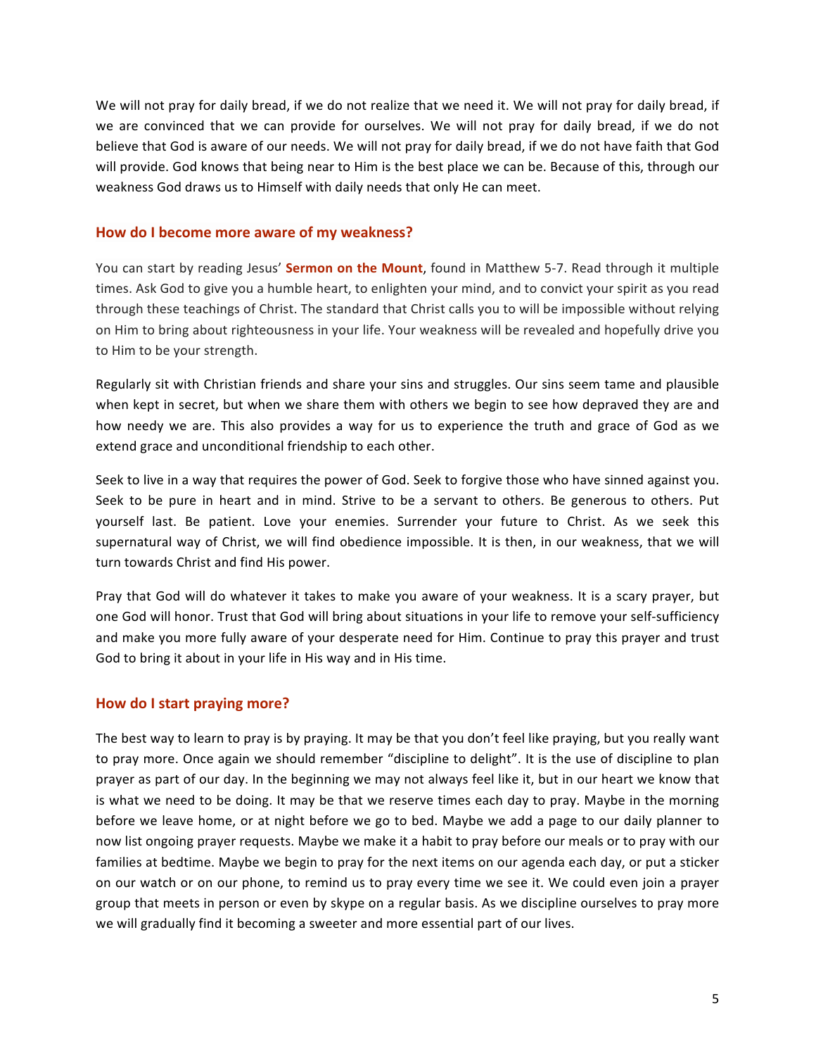We will not pray for daily bread, if we do not realize that we need it. We will not pray for daily bread, if we are convinced that we can provide for ourselves. We will not pray for daily bread, if we do not believe that God is aware of our needs. We will not pray for daily bread, if we do not have faith that God will provide. God knows that being near to Him is the best place we can be. Because of this, through our weakness God draws us to Himself with daily needs that only He can meet.

## How do I become more aware of my weakness?

You can start by reading Jesus' **Sermon on the Mount**, found in Matthew 5-7. Read through it multiple times. Ask God to give you a humble heart, to enlighten your mind, and to convict your spirit as you read through these teachings of Christ. The standard that Christ calls you to will be impossible without relying on Him to bring about righteousness in your life. Your weakness will be revealed and hopefully drive you to Him to be your strength.

Regularly sit with Christian friends and share your sins and struggles. Our sins seem tame and plausible when kept in secret, but when we share them with others we begin to see how depraved they are and how needy we are. This also provides a way for us to experience the truth and grace of God as we extend grace and unconditional friendship to each other.

Seek to live in a way that requires the power of God. Seek to forgive those who have sinned against you. Seek to be pure in heart and in mind. Strive to be a servant to others. Be generous to others. Put yourself last. Be patient. Love your enemies. Surrender your future to Christ. As we seek this supernatural way of Christ, we will find obedience impossible. It is then, in our weakness, that we will turn towards Christ and find His power.

Pray that God will do whatever it takes to make you aware of your weakness. It is a scary prayer, but one God will honor. Trust that God will bring about situations in your life to remove your self-sufficiency and make you more fully aware of your desperate need for Him. Continue to pray this prayer and trust God to bring it about in your life in His way and in His time.

## How do I start praying more?

The best way to learn to pray is by praying. It may be that you don't feel like praying, but you really want to pray more. Once again we should remember "discipline to delight". It is the use of discipline to plan prayer as part of our day. In the beginning we may not always feel like it, but in our heart we know that is what we need to be doing. It may be that we reserve times each day to pray. Maybe in the morning before we leave home, or at night before we go to bed. Maybe we add a page to our daily planner to now list ongoing prayer requests. Maybe we make it a habit to pray before our meals or to pray with our families at bedtime. Maybe we begin to pray for the next items on our agenda each day, or put a sticker on our watch or on our phone, to remind us to pray every time we see it. We could even join a prayer group that meets in person or even by skype on a regular basis. As we discipline ourselves to pray more we will gradually find it becoming a sweeter and more essential part of our lives.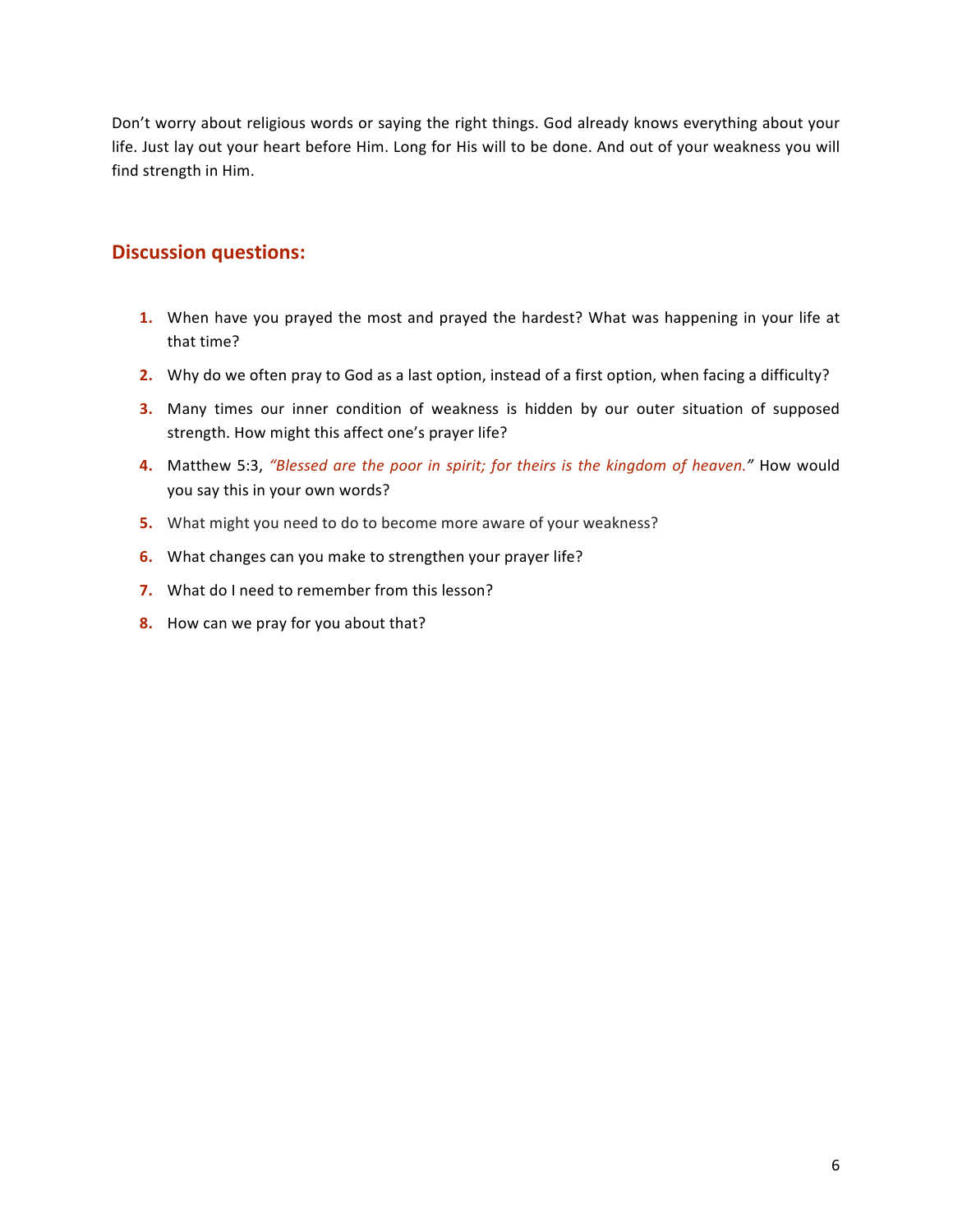Don't worry about religious words or saying the right things. God already knows everything about your life. Just lay out your heart before Him. Long for His will to be done. And out of your weakness you will find strength in Him.

## Discussion questions:

1. When have you prayed the most and prayed the hardest? What was happening in your life at that time?
2. Why do we often pray to God as a last option, instead of a first option, when facing a difficulty?
3. Many times our inner condition of weakness is hidden by our outer situation of supposed strength. How might this affect one's prayer life?
4. Matthew 5:3, *"Blessed are the poor in spirit; for theirs is the kingdom of heaven."* How would you say this in your own words?
5. What might you need to do to become more aware of your weakness?
6. What changes can you make to strengthen your prayer life?
7. What do I need to remember from this lesson?
8. How can we pray for you about that?